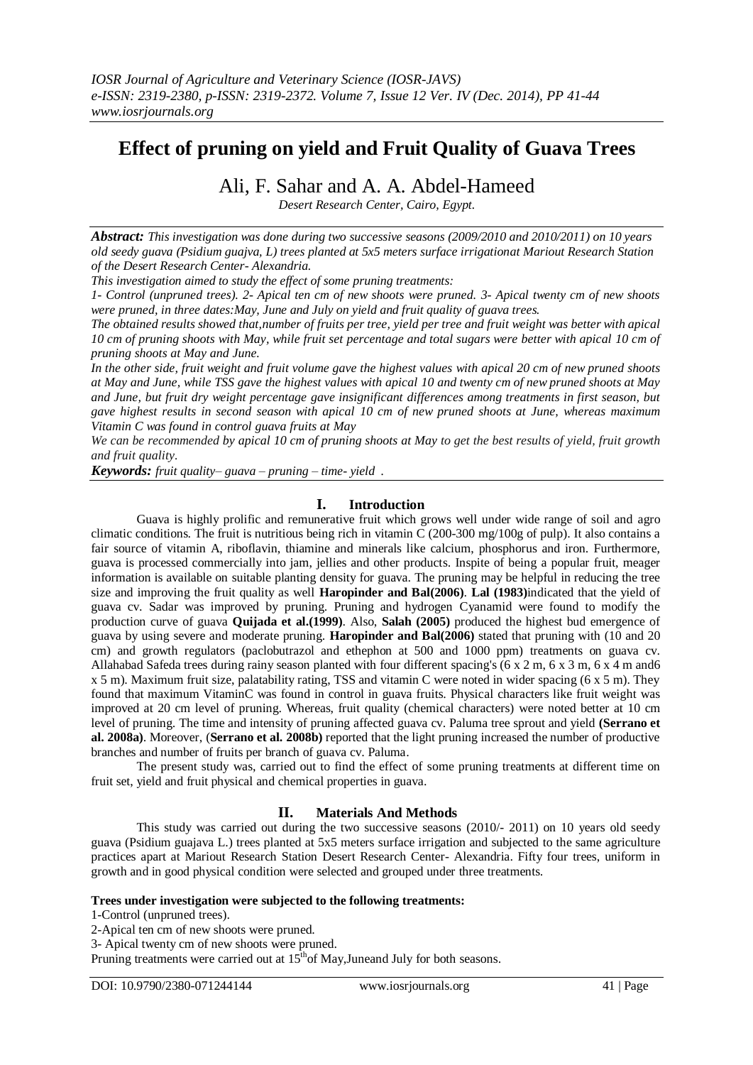# Effect of pruning on yield and Fruit Quality of Guava Trees

Ali, F. Sahar and A. A. Abdel-Hameed

*Desert Research Center, Cairo, Egypt.*

***Abstract:*** *This investigation was done during two successive seasons (2009/2010 and 2010/2011) on 10 years old seedy guava (Psidium guajva, L) trees planted at 5x5 meters surface irrigationat Mariout Research Station of the Desert Research Center- Alexandria.*

*This investigation aimed to study the effect of some pruning treatments:*

*1- Control (unpruned trees). 2- Apical ten cm of new shoots were pruned. 3- Apical twenty cm of new shoots were pruned, in three dates:May, June and July on yield and fruit quality of guava trees.*

*The obtained results showed that,number of fruits per tree, yield per tree and fruit weight was better with apical 10 cm of pruning shoots with May, while fruit set percentage and total sugars were better with apical 10 cm of pruning shoots at May and June.*

*In the other side, fruit weight and fruit volume gave the highest values with apical 20 cm of new pruned shoots at May and June, while TSS gave the highest values with apical 10 and twenty cm of new pruned shoots at May and June, but fruit dry weight percentage gave insignificant differences among treatments in first season, but gave highest results in second season with apical 10 cm of new pruned shoots at June, whereas maximum Vitamin C was found in control guava fruits at May*

*We can be recommended by apical 10 cm of pruning shoots at May to get the best results of yield, fruit growth and fruit quality.*

***Keywords:*** *fruit quality– guava – pruning – time- yield .*

## I. Introduction

Guava is highly prolific and remunerative fruit which grows well under wide range of soil and agro climatic conditions. The fruit is nutritious being rich in vitamin C (200-300 mg/100g of pulp). It also contains a fair source of vitamin A, riboflavin, thiamine and minerals like calcium, phosphorus and iron. Furthermore, guava is processed commercially into jam, jellies and other products. Inspite of being a popular fruit, meager information is available on suitable planting density for guava. The pruning may be helpful in reducing the tree size and improving the fruit quality as well **Haropinder and Bal(2006)**. **Lal (1983)**indicated that the yield of guava cv. Sadar was improved by pruning. Pruning and hydrogen Cyanamid were found to modify the production curve of guava **Quijada et al.(1999)**. Also, **Salah (2005)** produced the highest bud emergence of guava by using severe and moderate pruning. **Haropinder and Bal(2006)** stated that pruning with (10 and 20 cm) and growth regulators (paclobutrazol and ethephon at 500 and 1000 ppm) treatments on guava cv. Allahabad Safeda trees during rainy season planted with four different spacing's (6 x 2 m, 6 x 3 m, 6 x 4 m and6 x 5 m). Maximum fruit size, palatability rating, TSS and vitamin C were noted in wider spacing (6 x 5 m). They found that maximum VitaminC was found in control in guava fruits. Physical characters like fruit weight was improved at 20 cm level of pruning. Whereas, fruit quality (chemical characters) were noted better at 10 cm level of pruning. The time and intensity of pruning affected guava cv. Paluma tree sprout and yield **(Serrano et al. 2008a)**. Moreover, (**Serrano et al. 2008b)** reported that the light pruning increased the number of productive branches and number of fruits per branch of guava cv. Paluma.

The present study was, carried out to find the effect of some pruning treatments at different time on fruit set, yield and fruit physical and chemical properties in guava.

## II. Materials And Methods

This study was carried out during the two successive seasons (2010/- 2011) on 10 years old seedy guava (Psidium guajava L.) trees planted at 5x5 meters surface irrigation and subjected to the same agriculture practices apart at Mariout Research Station Desert Research Center- Alexandria. Fifty four trees, uniform in growth and in good physical condition were selected and grouped under three treatments.

**Trees under investigation were subjected to the following treatments:**

1-Control (unpruned trees).

2-Apical ten cm of new shoots were pruned.

3- Apical twenty cm of new shoots were pruned.

Pruning treatments were carried out at 15thof May,Juneand July for both seasons.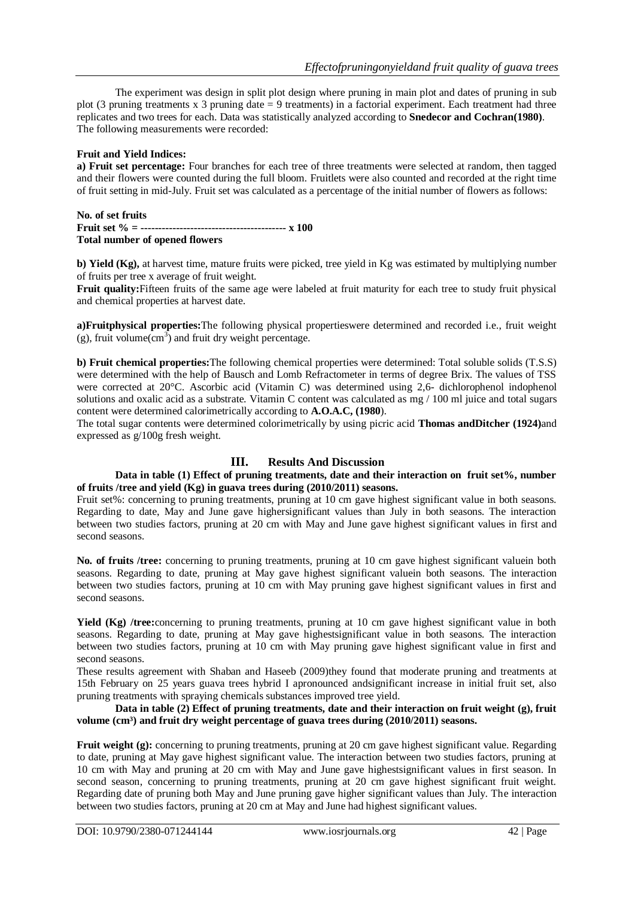The experiment was design in split plot design where pruning in main plot and dates of pruning in sub plot (3 pruning treatments x 3 pruning date = 9 treatments) in a factorial experiment. Each treatment had three replicates and two trees for each. Data was statistically analyzed according to **Snedecor and Cochran(1980)**. The following measurements were recorded:

**Fruit and Yield Indices:**

**a) Fruit set percentage:** Four branches for each tree of three treatments were selected at random, then tagged and their flowers were counted during the full bloom. Fruitlets were also counted and recorded at the right time of fruit setting in mid-July. Fruit set was calculated as a percentage of the initial number of flowers as follows:

$$\text{Fruit set \%} = \frac{\text{No. of set fruits}}{\text{Total number of opened flowers}} \times 100$$

**b) Yield (Kg),** at harvest time, mature fruits were picked, tree yield in Kg was estimated by multiplying number of fruits per tree x average of fruit weight.

**Fruit quality:**Fifteen fruits of the same age were labeled at fruit maturity for each tree to study fruit physical and chemical properties at harvest date.

**a)Fruitphysical properties:**The following physical propertieswere determined and recorded i.e., fruit weight (g), fruit volume($cm^3$) and fruit dry weight percentage.

**b) Fruit chemical properties:**The following chemical properties were determined: Total soluble solids (T.S.S) were determined with the help of Bausch and Lomb Refractometer in terms of degree Brix. The values of TSS were corrected at 20°C. Ascorbic acid (Vitamin C) was determined using 2,6- dichlorophenol indophenol solutions and oxalic acid as a substrate. Vitamin C content was calculated as mg / 100 ml juice and total sugars content were determined calorimetrically according to **A.O.A.C, (1980**).

The total sugar contents were determined colorimetrically by using picric acid **Thomas andDitcher (1924)**and expressed as g/100g fresh weight.

## III. Results And Discussion

**Data in table (1) Effect of pruning treatments, date and their interaction on fruit set%, number of fruits /tree and yield (Kg) in guava trees during (2010/2011) seasons.**

Fruit set%: concerning to pruning treatments, pruning at 10 cm gave highest significant value in both seasons. Regarding to date, May and June gave highersignificant values than July in both seasons. The interaction between two studies factors, pruning at 20 cm with May and June gave highest significant values in first and second seasons.

**No. of fruits /tree:** concerning to pruning treatments, pruning at 10 cm gave highest significant valuein both seasons. Regarding to date, pruning at May gave highest significant valuein both seasons. The interaction between two studies factors, pruning at 10 cm with May pruning gave highest significant values in first and second seasons.

**Yield (Kg) /tree:**concerning to pruning treatments, pruning at 10 cm gave highest significant value in both seasons. Regarding to date, pruning at May gave highestsignificant value in both seasons. The interaction between two studies factors, pruning at 10 cm with May pruning gave highest significant value in first and second seasons.

These results agreement with Shaban and Haseeb (2009)they found that moderate pruning and treatments at 15th February on 25 years guava trees hybrid I apronounced andsignificant increase in initial fruit set, also pruning treatments with spraying chemicals substances improved tree yield.

**Data in table (2) Effect of pruning treatments, date and their interaction on fruit weight (g), fruit volume ($cm^3$) and fruit dry weight percentage of guava trees during (2010/2011) seasons.**

**Fruit weight (g):** concerning to pruning treatments, pruning at 20 cm gave highest significant value. Regarding to date, pruning at May gave highest significant value. The interaction between two studies factors, pruning at 10 cm with May and pruning at 20 cm with May and June gave highestsignificant values in first season. In second season, concerning to pruning treatments, pruning at 20 cm gave highest significant fruit weight. Regarding date of pruning both May and June pruning gave higher significant values than July. The interaction between two studies factors, pruning at 20 cm at May and June had highest significant values.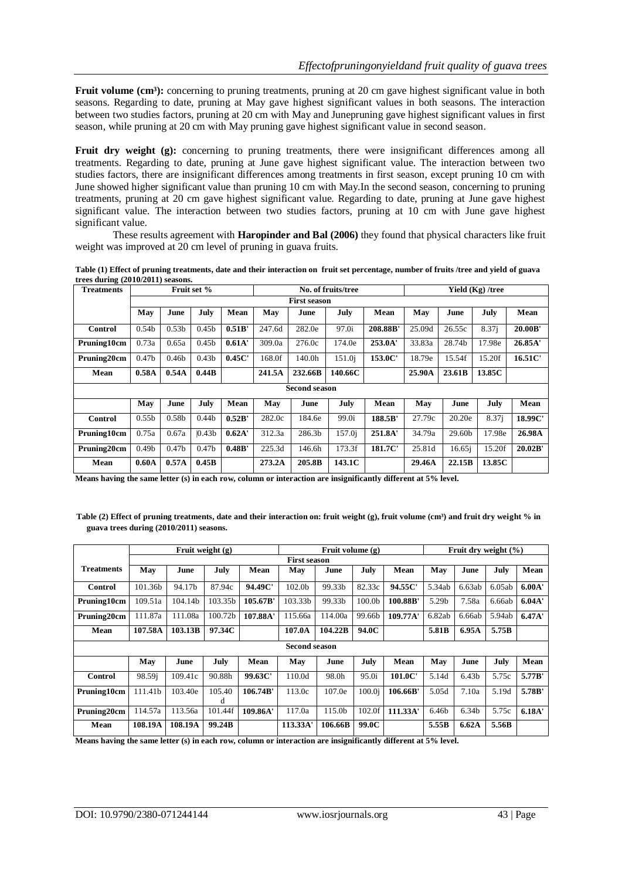**Fruit volume (cm³):** concerning to pruning treatments, pruning at 20 cm gave highest significant value in both seasons. Regarding to date, pruning at May gave highest significant values in both seasons. The interaction between two studies factors, pruning at 20 cm with May and Junepruning gave highest significant values in first season, while pruning at 20 cm with May pruning gave highest significant value in second season.

**Fruit dry weight (g):** concerning to pruning treatments, there were insignificant differences among all treatments. Regarding to date, pruning at June gave highest significant value. The interaction between two studies factors, there are insignificant differences among treatments in first season, except pruning 10 cm with June showed higher significant value than pruning 10 cm with May.In the second season, concerning to pruning treatments, pruning at 20 cm gave highest significant value. Regarding to date, pruning at June gave highest significant value. The interaction between two studies factors, pruning at 10 cm with June gave highest significant value.

These results agreement with **Haropinder and Bal (2006)** they found that physical characters like fruit weight was improved at 20 cm level of pruning in guava fruits.

**Table (1) Effect of pruning treatments, date and their interaction on fruit set percentage, number of fruits /tree and yield of guava trees during (2010/2011) seasons.**

| Treatments | Fruit set % | | | | No. of fruits/tree | | | | Yield (Kg) /tree | | | |
|---|---|---|---|---|---|---|---|---|---|---|---|---|
| | **First season** | | | | | | | | | | | |
| | **May** | **June** | **July** | **Mean** | **May** | **June** | **July** | **Mean** | **May** | **June** | **July** | **Mean** |
| **Control** | 0.54b | 0.53b | 0.45b | **0.51B'** | 247.6d | 282.0e | 97.0i | **208.88B'** | 25.09d | 26.55c | 8.37j | **20.00B'** |
| **Pruning10cm** | 0.73a | 0.65a | 0.45b | **0.61A'** | 309.0a | 276.0c | 174.0e | **253.0A'** | 33.83a | 28.74b | 17.98e | **26.85A'** |
| **Pruning20cm** | 0.47b | 0.46b | 0.43b | **0.45C'** | 168.0f | 140.0h | 151.0j | **153.0C'** | 18.79e | 15.54f | 15.20f | **16.51C'** |
| **Mean** | **0.58A** | **0.54A** | **0.44B** | | **241.5A** | **232.66B** | **140.66C** | | **25.90A** | **23.61B** | **13.85C** | |
| | **Second season** | | | | | | | | | | | |
| | **May** | **June** | **July** | **Mean** | **May** | **June** | **July** | **Mean** | **May** | **June** | **July** | **Mean** |
| **Control** | 0.55b | 0.58b | 0.44b | **0.52B'** | 282.0c | 184.6e | 99.0i | **188.5B'** | 27.79c | 20.20e | 8.37j | **18.99C'** |
| **Pruning10cm** | 0.75a | 0.67a | \|0.43b | **0.62A'** | 312.3a | 286.3b | 157.0j | **251.8A'** | 34.79a | 29.60b | 17.98e | **26.98A** |
| **Pruning20cm** | 0.49b | 0.47b | 0.47b | **0.48B'** | 225.3d | 146.6h | 173.3f | **181.7C'** | 25.81d | 16.65j | 15.20f | **20.02B'** |
| **Mean** | **0.60A** | **0.57A** | **0.45B** | | **273.2A** | **205.8B** | **143.1C** | | **29.46A** | **22.15B** | **13.85C** | |

**Means having the same letter (s) in each row, column or interaction are insignificantly different at 5% level.**

**Table (2) Effect of pruning treatments, date and their interaction on: fruit weight (g), fruit volume (cm³) and fruit dry weight % in guava trees during (2010/2011) seasons.**

| Treatments | Fruit weight (g) | | | | Fruit volume (g) | | | | Fruit dry weight (%) | | | |
|---|---|---|---|---|---|---|---|---|---|---|---|---|
| | **First season** | | | | | | | | | | | |
| | **May** | **June** | **July** | **Mean** | **May** | **June** | **July** | **Mean** | **May** | **June** | **July** | **Mean** |
| **Control** | 101.36b | 94.17b | 87.94c | **94.49C'** | 102.0b | 99.33b | 82.33c | **94.55C'** | 5.34ab | 6.63ab | 6.05ab | **6.00A'** |
| **Pruning10cm** | 109.51a | 104.14b | 103.35b | **105.67B'** | 103.33b | 99.33b | 100.0b | **100.88B'** | 5.29b | 7.58a | 6.66ab | **6.04A'** |
| **Pruning20cm** | 111.87a | 111.08a | 100.72b | **107.88A'** | 115.66a | 114.00a | 99.66b | **109.77A'** | 6.82ab | 6.66ab | 5.94ab | **6.47A'** |
| **Mean** | **107.58A** | **103.13B** | **97.34C** | | **107.0A** | **104.22B** | **94.0C** | | **5.81B** | **6.95A** | **5.75B** | |
| | **Second season** | | | | | | | | | | | |
| | **May** | **June** | **July** | **Mean** | **May** | **June** | **July** | **Mean** | **May** | **June** | **July** | **Mean** |
| **Control** | 98.59j | 109.41c | 90.88h | **99.63C'** | 110.0d | 98.0h | 95.0i | **101.0C'** | 5.14d | 6.43b | 5.75c | **5.77B'** |
| **Pruning10cm** | 111.41b | 103.40e | 105.40d | **106.74B'** | 113.0c | 107.0e | 100.0j | **106.66B'** | 5.05d | 7.10a | 5.19d | **5.78B'** |
| **Pruning20cm** | 114.57a | 113.56a | 101.44f | **109.86A'** | 117.0a | 115.0b | 102.0f | **111.33A'** | 6.46b | 6.34b | 5.75c | **6.18A'** |
| **Mean** | **108.19A** | **108.19A** | **99.24B** | | **113.33A'** | **106.66B** | **99.0C** | | **5.55B** | **6.62A** | **5.56B** | |

**Means having the same letter (s) in each row, column or interaction are insignificantly different at 5% level.**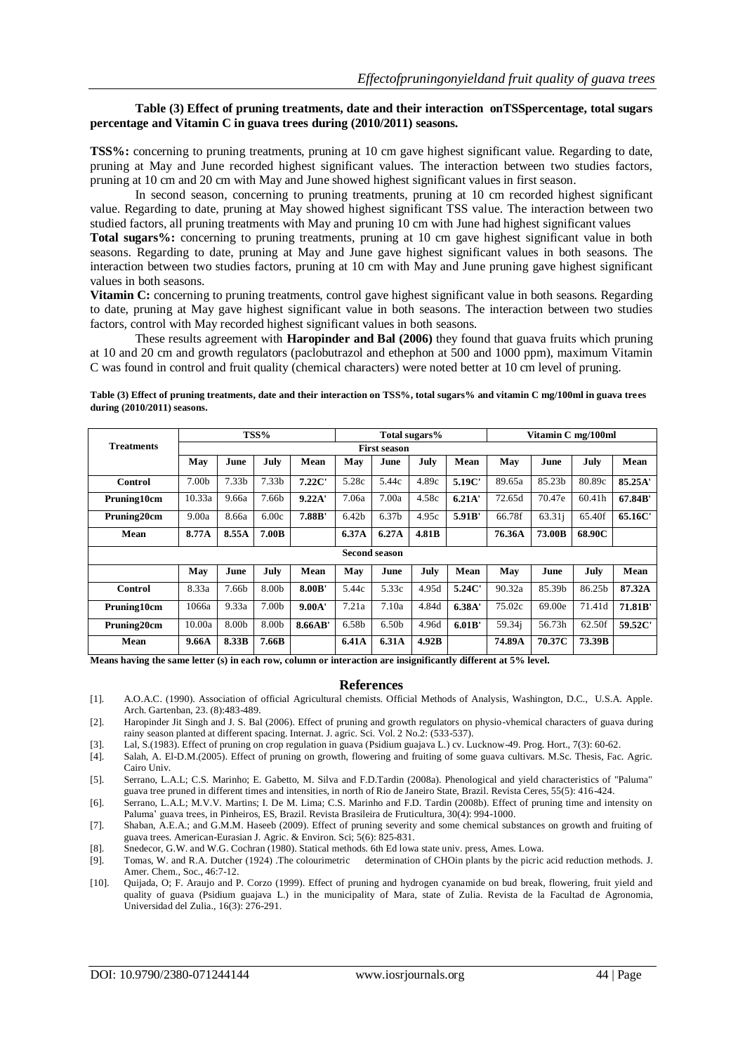**Table (3) Effect of pruning treatments, date and their interaction onTSSpercentage, total sugars percentage and Vitamin C in guava trees during (2010/2011) seasons.**

**TSS%:** concerning to pruning treatments, pruning at 10 cm gave highest significant value. Regarding to date, pruning at May and June recorded highest significant values. The interaction between two studies factors, pruning at 10 cm and 20 cm with May and June showed highest significant values in first season.

In second season, concerning to pruning treatments, pruning at 10 cm recorded highest significant value. Regarding to date, pruning at May showed highest significant TSS value. The interaction between two studied factors, all pruning treatments with May and pruning 10 cm with June had highest significant values

**Total sugars%:** concerning to pruning treatments, pruning at 10 cm gave highest significant value in both seasons. Regarding to date, pruning at May and June gave highest significant values in both seasons. The interaction between two studies factors, pruning at 10 cm with May and June pruning gave highest significant values in both seasons.

**Vitamin C:** concerning to pruning treatments, control gave highest significant value in both seasons. Regarding to date, pruning at May gave highest significant value in both seasons. The interaction between two studies factors, control with May recorded highest significant values in both seasons.

These results agreement with **Haropinder and Bal (2006)** they found that guava fruits which pruning at 10 and 20 cm and growth regulators (paclobutrazol and ethephon at 500 and 1000 ppm), maximum Vitamin C was found in control and fruit quality (chemical characters) were noted better at 10 cm level of pruning.

**Table (3) Effect of pruning treatments, date and their interaction on TSS%, total sugars% and vitamin C mg/100ml in guava trees during (2010/2011) seasons.**

| Treatments | TSS% | | | | Total sugars% | | | | Vitamin C mg/100ml | | | |
|---|---|---|---|---|---|---|---|---|---|---|---|---|
| | **First season** | | | | | | | | | | | |
| | **May** | **June** | **July** | **Mean** | **May** | **June** | **July** | **Mean** | **May** | **June** | **July** | **Mean** |
| **Control** | 7.00b | 7.33b | 7.33b | **7.22C'** | 5.28c | 5.44c | 4.89c | **5.19C'** | 89.65a | 85.23b | 80.89c | **85.25A'** |
| **Pruning10cm** | 10.33a | 9.66a | 7.66b | **9.22A'** | 7.06a | 7.00a | 4.58c | **6.21A'** | 72.65d | 70.47e | 60.41h | **67.84B'** |
| **Pruning20cm** | 9.00a | 8.66a | 6.00c | **7.88B'** | 6.42b | 6.37b | 4.95c | **5.91B'** | 66.78f | 63.31j | 65.40f | **65.16C'** |
| **Mean** | **8.77A** | **8.55A** | **7.00B** | | **6.37A** | **6.27A** | **4.81B** | | **76.36A** | **73.00B** | **68.90C** | |
| | **Second season** | | | | | | | | | | | |
| | **May** | **June** | **July** | **Mean** | **May** | **June** | **July** | **Mean** | **May** | **June** | **July** | **Mean** |
| **Control** | 8.33a | 7.66b | 8.00b | **8.00B'** | 5.44c | 5.33c | 4.95d | **5.24C'** | 90.32a | 85.39b | 86.25b | **87.32A** |
| **Pruning10cm** | 1066a | 9.33a | 7.00b | **9.00A'** | 7.21a | 7.10a | 4.84d | **6.38A'** | 75.02c | 69.00e | 71.41d | **71.81B'** |
| **Pruning20cm** | 10.00a | 8.00b | 8.00b | **8.66AB'** | 6.58b | 6.50b | 4.96d | **6.01B'** | 59.34j | 56.73h | 62.50f | **59.52C'** |
| **Mean** | **9.66A** | **8.33B** | **7.66B** | | **6.41A** | **6.31A** | **4.92B** | | **74.89A** | **70.37C** | **73.39B** | |

**Means having the same letter (s) in each row, column or interaction are insignificantly different at 5% level.**

## References

[1]. A.O.A.C. (1990). Association of official Agricultural chemists. Official Methods of Analysis, Washington, D.C., U.S.A. Apple. Arch. Gartenban, 23. (8):483-489.

[2]. Haropinder Jit Singh and J. S. Bal (2006). Effect of pruning and growth regulators on physio-vhemical characters of guava during rainy season planted at different spacing. Internat. J. agric. Sci. Vol. 2 No.2: (533-537).

[3]. Lal, S.(1983). Effect of pruning on crop regulation in guava (Psidium guajava L.) cv. Lucknow-49. Prog. Hort., 7(3): 60-62.

[4]. Salah, A. El-D.M.(2005). Effect of pruning on growth, flowering and fruiting of some guava cultivars. M.Sc. Thesis, Fac. Agric. Cairo Univ.

[5]. Serrano, L.A.L; C.S. Marinho; E. Gabetto, M. Silva and F.D.Tardin (2008a). Phenological and yield characteristics of "Paluma" guava tree pruned in different times and intensities, in north of Rio de Janeiro State, Brazil. Revista Ceres, 55(5): 416-424.

[6]. Serrano, L.A.L; M.V.V. Martins; I. De M. Lima; C.S. Marinho and F.D. Tardin (2008b). Effect of pruning time and intensity on Paluma' guava trees, in Pinheiros, ES, Brazil. Revista Brasileira de Fruticultura, 30(4): 994-1000.

[7]. Shaban, A.E.A.; and G.M.M. Haseeb (2009). Effect of pruning severity and some chemical substances on growth and fruiting of guava trees. American-Eurasian J. Agric. & Environ. Sci; 5(6): 825-831.

[8]. Snedecor, G.W. and W.G. Cochran (1980). Statical methods. 6th Ed lowa state univ. press, Ames. Lowa.

[9]. Tomas, W. and R.A. Dutcher (1924) .The colourimetric determination of CHOin plants by the picric acid reduction methods. J. Amer. Chem., Soc., 46:7-12.

[10]. Quijada, O; F. Araujo and P. Corzo (1999). Effect of pruning and hydrogen cyanamide on bud break, flowering, fruit yield and quality of guava (Psidium guajava L.) in the municipality of Mara, state of Zulia. Revista de la Facultad de Agronomia, Universidad del Zulia., 16(3): 276-291.